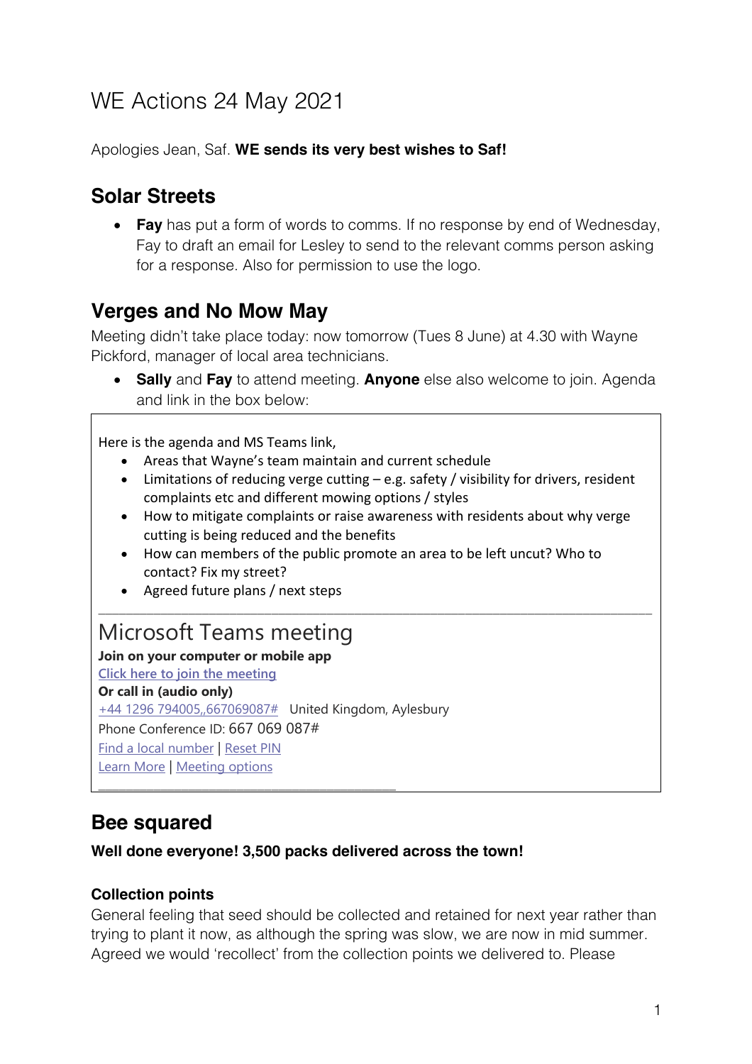# WE Actions 24 May 2021

Apologies Jean, Saf. **WE sends its very best wishes to Saf!**

## Solar Streets

- **Fay** has put a form of words to comms. If no response by end of Wednesday, Fay to draft an email for Lesley to send to the relevant comms person asking for a response. Also for permission to use the logo.

## Verges and No Mow May

Meeting didn't take place today: now tomorrow (Tues 8 June) at 4.30 with Wayne Pickford, manager of local area technicians.

- **Sally** and **Fay** to attend meeting. **Anyone** else also welcome to join. Agenda and link in the box below:

> Here is the agenda and MS Teams link,
>
> - Areas that Wayne's team maintain and current schedule
> - Limitations of reducing verge cutting – e.g. safety / visibility for drivers, resident complaints etc and different mowing options / styles
> - How to mitigate complaints or raise awareness with residents about why verge cutting is being reduced and the benefits
> - How can members of the public promote an area to be left uncut? Who to contact? Fix my street?
> - Agreed future plans / next steps
>
> ---
>
> Microsoft Teams meeting
>
> **Join on your computer or mobile app**
>
> Click here to join the meeting
>
> **Or call in (audio only)**
>
> +44 1296 794005,,667069087# United Kingdom, Aylesbury
>
> Phone Conference ID: 667 069 087#
>
> Find a local number | Reset PIN
>
> Learn More | Meeting options

## Bee squared

**Well done everyone! 3,500 packs delivered across the town!**

### Collection points

General feeling that seed should be collected and retained for next year rather than trying to plant it now, as although the spring was slow, we are now in mid summer. Agreed we would 'recollect' from the collection points we delivered to. Please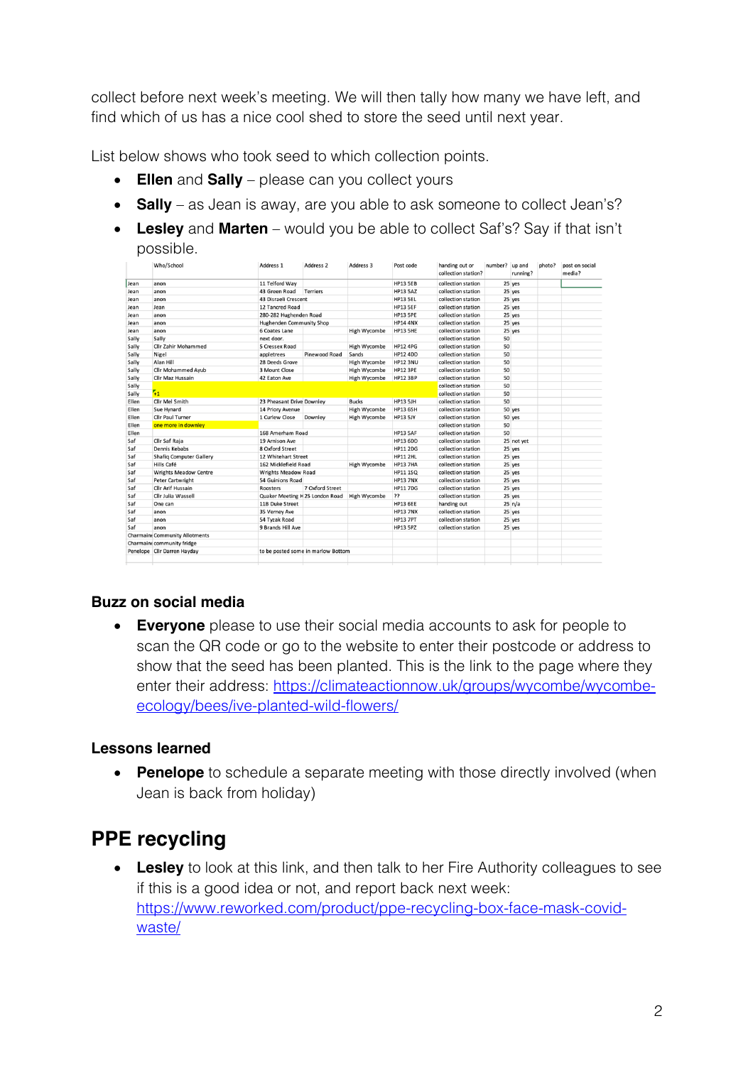collect before next week's meeting. We will then tally how many we have left, and find which of us has a nice cool shed to store the seed until next year.

List below shows who took seed to which collection points.

- **Ellen** and **Sally** – please can you collect yours
- **Sally** – as Jean is away, are you able to ask someone to collect Jean's?
- **Lesley** and **Marten** – would you be able to collect Saf's? Say if that isn't possible.

| | Who/School | Address 1 | Address 2 | Address 3 | Post code | handing out or collection station? | number? | up and running? | photo? | post on social media? |
|---|---|---|---|---|---|---|---|---|---|---|
| Jean | anon | 11 Telford Way | | | HP13 5EB | collection station | 25 | yes | | |
| Jean | anon | 43 Green Road | Terriers | | HP13 5AZ | collection station | 25 | yes | | |
| Jean | anon | 43 Disraeli Crescent | | | HP13 5EL | collection station | 25 | yes | | |
| Jean | Jean | 12 Tancred Road | | | HP13 5EF | collection station | 25 | yes | | |
| Jean | anon | 280-282 Hughenden Road | | | HP13 5PE | collection station | 25 | yes | | |
| Jean | anon | Hughenden Community Shop | | | HP14 4NX | collection station | 25 | yes | | |
| Jean | anon | 6 Coates Lane | | High Wycombe | HP13 5HE | collection station | 25 | yes | | |
| Sally | Sally | next door. | | | | collection station | 50 | | | |
| Sally | Cllr Zahir Mohammed | 5 Cressex Road | | High Wycombe | HP12 4PG | collection station | 50 | | | |
| Sally | Nigel | appletrees | Pinewood Road | Sands | HP12 4DD | collection station | 50 | | | |
| Sally | Alan Hill | 28 Deeds Grove | | High Wycombe | HP12 3NU | collection station | 50 | | | |
| Sally | Cllr Mohammed Ayub | 3 Mount Close | | High Wycombe | HP12 3PE | collection station | 50 | | | |
| Sally | Cllr Maz Hussain | 42 Eaton Ave | | High Wycombe | HP12 3BP | collection station | 50 | | | |
| Sally | | | | | | collection station | 50 | | | |
| Sally | +1 | | | | | collection station | 50 | | | |
| Ellen | Cllr Mel Smith | 23 Pheasant Drive Downley | | Bucks | HP13 5JH | collection station | 50 | | | |
| Ellen | Sue Hynard | 14 Priory Avenue | | High Wycombe | HP13 6SH | collection station | 50 | yes | | |
| Ellen | Cllr Paul Turner | 1 Curlew Close | Downley | High Wycombe | HP13 5JY | collection station | 50 | yes | | |
| Ellen | one more in downley | | | | | collection station | 50 | | | |
| Ellen | | 168 Amersham Road | | | HP13 5AF | collection station | 50 | | | |
| Saf | Cllr Saf Raja | 19 Arnison Ave | | | HP13 6DD | collection station | 25 | not yet | | |
| Saf | Dennis Kebabs | 8 Oxford Street | | | HP11 2DG | collection station | 25 | yes | | |
| Saf | Shafiq Computer Gallery | 12 Whitehart Street | | | HP11 2HL | collection station | 25 | yes | | |
| Saf | Hills Café | 162 Micklefield Road | | High Wycombe | HP13 7HA | collection station | 25 | yes | | |
| Saf | Wrights Meadow Centre | Wrights Meadow Road | | | HP11 1SQ | collection station | 25 | yes | | |
| Saf | Peter Cartwright | 54 Guinions Road | | | HP13 7NX | collection station | 25 | yes | | |
| Saf | Cllr Arif Hussain | Roosters | 7 Oxford Street | | HP11 7DG | collection station | 25 | yes | | |
| Saf | Cllr Julia Wassell | Quaker Meeting H | 25 London Road | High Wycombe | ?? | collection station | 25 | yes | | |
| Saf | One can | 118 Duke Street | | | HP13 6EE | handing out | 25 | n/a | | |
| Saf | anon | 35 Verney Ave | | | HP13 7NX | collection station | 25 | yes | | |
| Saf | anon | 54 Tyzak Road | | | HP13 7PT | collection station | 25 | yes | | |
| Saf | anon | 9 Brands Hill Ave | | | HP13 5PZ | collection station | 25 | yes | | |
| Charmaine | Community Allotments | | | | | | | | | |
| Charmaine | community fridge | | | | | | | | | |
| Penelope | Cllr Darren Hayday | to be posted some in marlow Bottom | | | | | | | | |

### Buzz on social media

- **Everyone** please to use their social media accounts to ask for people to scan the QR code or go to the website to enter their postcode or address to show that the seed has been planted. This is the link to the page where they enter their address: https://climateactionnow.uk/groups/wycombe/wycombe-ecology/bees/ive-planted-wild-flowers/

### Lessons learned

- **Penelope** to schedule a separate meeting with those directly involved (when Jean is back from holiday)

## PPE recycling

- **Lesley** to look at this link, and then talk to her Fire Authority colleagues to see if this is a good idea or not, and report back next week: https://www.reworked.com/product/ppe-recycling-box-face-mask-covid-waste/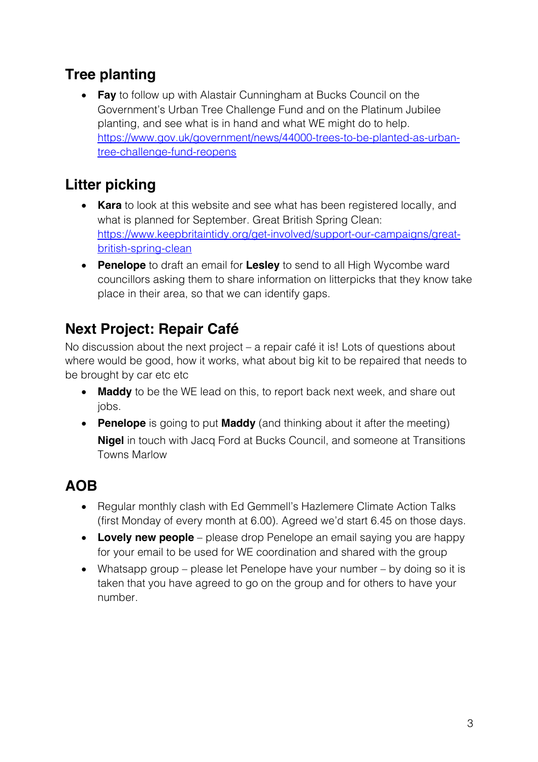## Tree planting

- **Fay** to follow up with Alastair Cunningham at Bucks Council on the Government's Urban Tree Challenge Fund and on the Platinum Jubilee planting, and see what is in hand and what WE might do to help. https://www.gov.uk/government/news/44000-trees-to-be-planted-as-urban-tree-challenge-fund-reopens

## Litter picking

- **Kara** to look at this website and see what has been registered locally, and what is planned for September. Great British Spring Clean: https://www.keepbritaintidy.org/get-involved/support-our-campaigns/great-british-spring-clean
- **Penelope** to draft an email for **Lesley** to send to all High Wycombe ward councillors asking them to share information on litterpicks that they know take place in their area, so that we can identify gaps.

## Next Project: Repair Café

No discussion about the next project – a repair café it is! Lots of questions about where would be good, how it works, what about big kit to be repaired that needs to be brought by car etc etc

- **Maddy** to be the WE lead on this, to report back next week, and share out jobs.
- **Penelope** is going to put **Maddy** (and thinking about it after the meeting) **Nigel** in touch with Jacq Ford at Bucks Council, and someone at Transitions Towns Marlow

## AOB

- Regular monthly clash with Ed Gemmell's Hazlemere Climate Action Talks (first Monday of every month at 6.00). Agreed we'd start 6.45 on those days.
- **Lovely new people** – please drop Penelope an email saying you are happy for your email to be used for WE coordination and shared with the group
- Whatsapp group – please let Penelope have your number – by doing so it is taken that you have agreed to go on the group and for others to have your number.